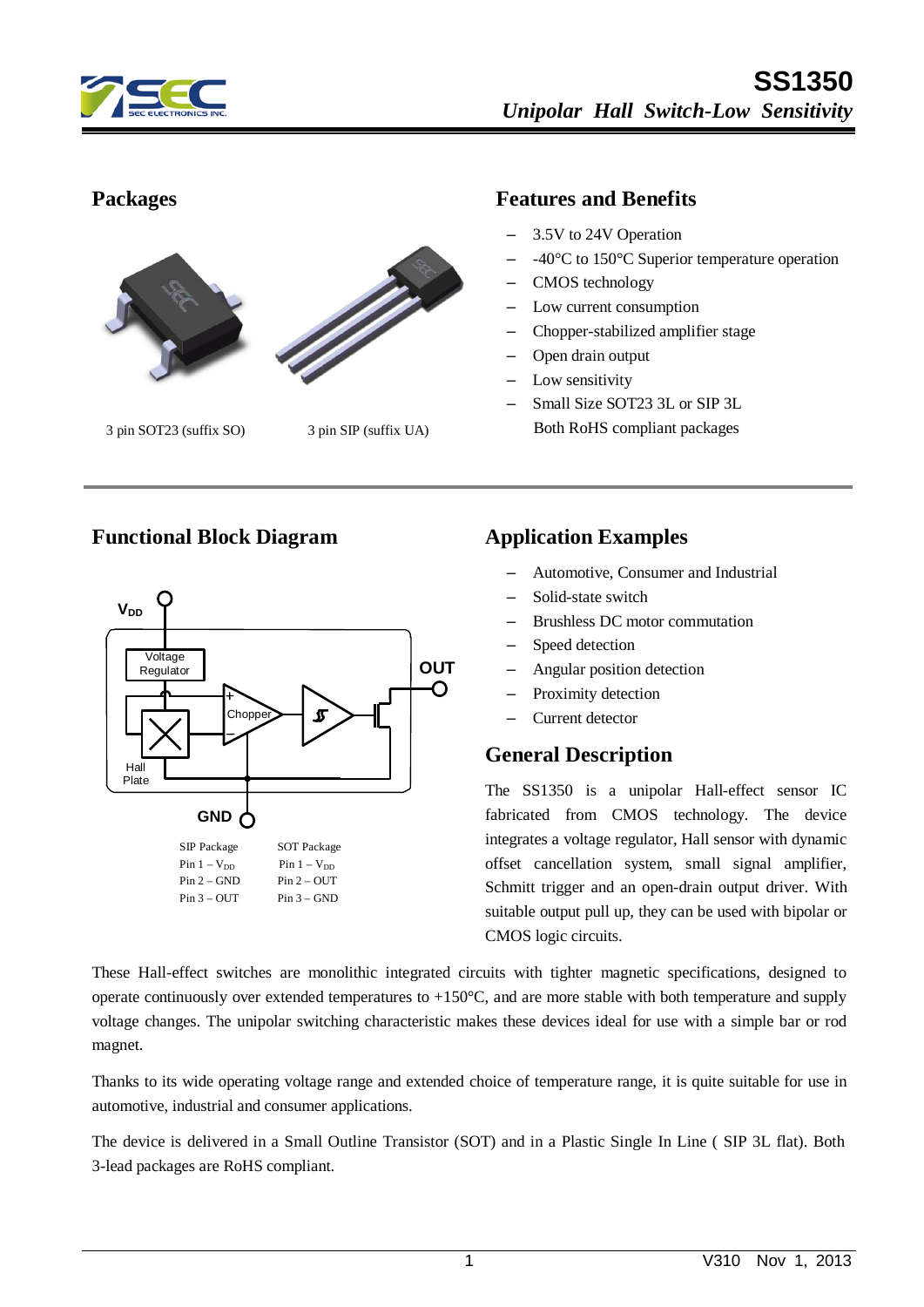# SS1350

*Unipolar Hall Switch-Low Sensitivity*

## Packages

3 pin SOT23 (suffix SO)  3 pin SIP (suffix UA)

## Features and Benefits

- 3.5V to 24V Operation
- -40°C to 150°C Superior temperature operation
- CMOS technology
- Low current consumption
- Chopper-stabilized amplifier stage
- Open drain output
- Low sensitivity
- Small Size SOT23 3L or SIP 3L
  Both RoHS compliant packages

## Functional Block Diagram

| SIP Package | SOT Package |
|---|---|
| Pin 1 – $V_{DD}$ | Pin 1 – $V_{DD}$ |
| Pin 2 – GND | Pin 2 – OUT |
| Pin 3 – OUT | Pin 3 – GND |

## Application Examples

- Automotive, Consumer and Industrial
- Solid-state switch
- Brushless DC motor commutation
- Speed detection
- Angular position detection
- Proximity detection
- Current detector

## General Description

The SS1350 is a unipolar Hall-effect sensor IC fabricated from CMOS technology. The device integrates a voltage regulator, Hall sensor with dynamic offset cancellation system, small signal amplifier, Schmitt trigger and an open-drain output driver. With suitable output pull up, they can be used with bipolar or CMOS logic circuits.

These Hall-effect switches are monolithic integrated circuits with tighter magnetic specifications, designed to operate continuously over extended temperatures to +150°C, and are more stable with both temperature and supply voltage changes. The unipolar switching characteristic makes these devices ideal for use with a simple bar or rod magnet.

Thanks to its wide operating voltage range and extended choice of temperature range, it is quite suitable for use in automotive, industrial and consumer applications.

The device is delivered in a Small Outline Transistor (SOT) and in a Plastic Single In Line ( SIP 3L flat). Both 3-lead packages are RoHS compliant.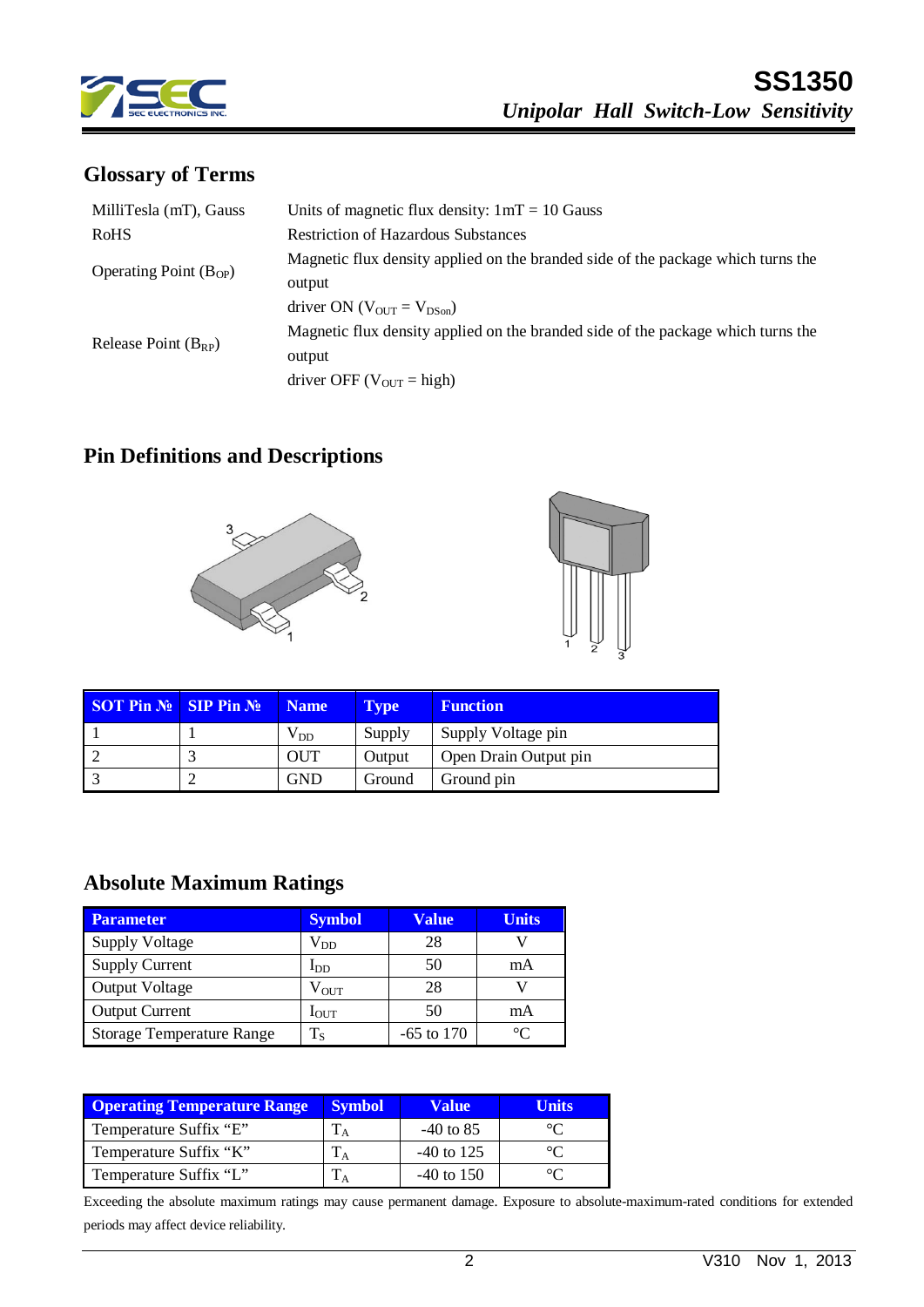## Glossary of Terms

| | |
|---|---|
| MilliTesla (mT), Gauss | Units of magnetic flux density: 1mT = 10 Gauss |
| RoHS | Restriction of Hazardous Substances |
| Operating Point ($B_{OP}$) | Magnetic flux density applied on the branded side of the package which turns the output driver ON ($V_{OUT} = V_{DSon}$) |
| Release Point ($B_{RP}$) | Magnetic flux density applied on the branded side of the package which turns the output driver OFF ($V_{OUT}$ = high) |

## Pin Definitions and Descriptions

| SOT Pin № | SIP Pin № | Name | Type | Function |
|---|---|---|---|---|
| 1 | 1 | $V_{DD}$ | Supply | Supply Voltage pin |
| 2 | 3 | OUT | Output | Open Drain Output pin |
| 3 | 2 | GND | Ground | Ground pin |

## Absolute Maximum Ratings

| Parameter | Symbol | Value | Units |
|---|---|---|---|
| Supply Voltage | $V_{DD}$ | 28 | V |
| Supply Current | $I_{DD}$ | 50 | mA |
| Output Voltage | $V_{OUT}$ | 28 | V |
| Output Current | $I_{OUT}$ | 50 | mA |
| Storage Temperature Range | $T_S$ | -65 to 170 | °C |

| Operating Temperature Range | Symbol | Value | Units |
|---|---|---|---|
| Temperature Suffix "E" | $T_A$ | -40 to 85 | °C |
| Temperature Suffix "K" | $T_A$ | -40 to 125 | °C |
| Temperature Suffix "L" | $T_A$ | -40 to 150 | °C |

Exceeding the absolute maximum ratings may cause permanent damage. Exposure to absolute-maximum-rated conditions for extended periods may affect device reliability.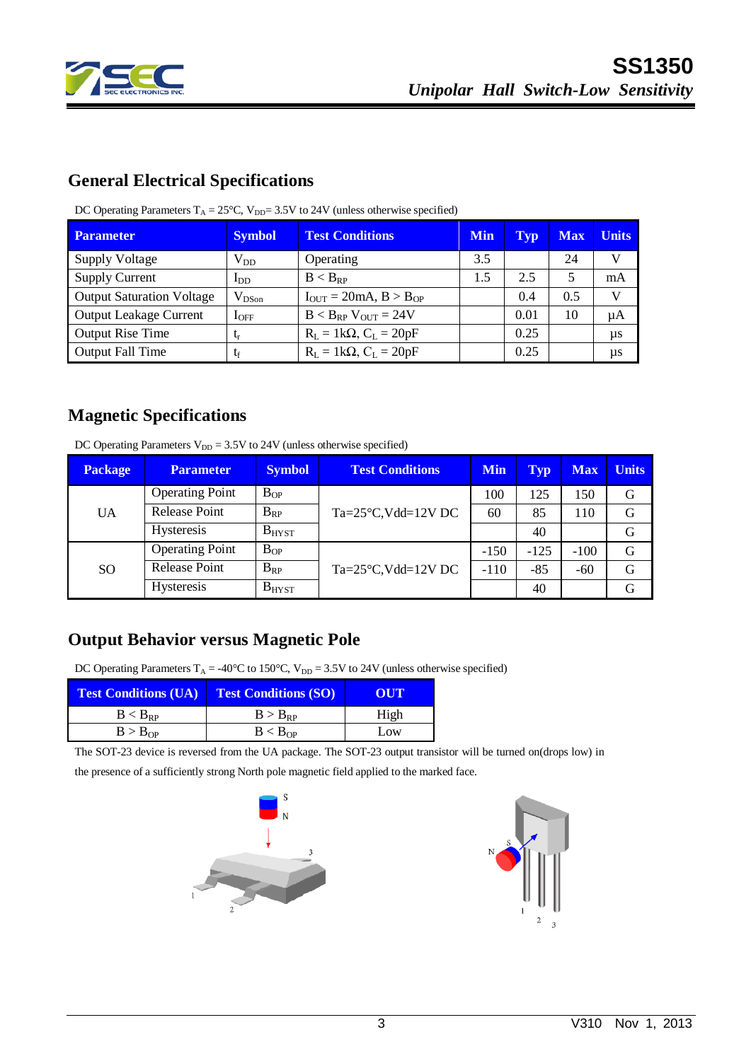## General Electrical Specifications

DC Operating Parameters $T_A$ = 25°C, $V_{DD}$= 3.5V to 24V (unless otherwise specified)

| Parameter | Symbol | Test Conditions | Min | Typ | Max | Units |
|---|---|---|---|---|---|---|
| Supply Voltage | $V_{DD}$ | Operating | 3.5 | | 24 | V |
| Supply Current | $I_{DD}$ | $B < B_{RP}$ | 1.5 | 2.5 | 5 | mA |
| Output Saturation Voltage | $V_{DSon}$ | $I_{OUT}$ = 20mA, $B > B_{OP}$ | | 0.4 | 0.5 | V |
| Output Leakage Current | $I_{OFF}$ | $B < B_{RP}$ $V_{OUT}$ = 24V | | 0.01 | 10 | μA |
| Output Rise Time | $t_r$ | $R_L$ = 1kΩ, $C_L$ = 20pF | | 0.25 | | μs |
| Output Fall Time | $t_f$ | $R_L$ = 1kΩ, $C_L$ = 20pF | | 0.25 | | μs |

## Magnetic Specifications

DC Operating Parameters $V_{DD}$ = 3.5V to 24V (unless otherwise specified)

| Package | Parameter | Symbol | Test Conditions | Min | Typ | Max | Units |
|---|---|---|---|---|---|---|---|
| UA | Operating Point | $B_{OP}$ | Ta=25°C,Vdd=12V DC | 100 | 125 | 150 | G |
| | Release Point | $B_{RP}$ | | 60 | 85 | 110 | G |
| | Hysteresis | $B_{HYST}$ | | | 40 | | G |
| SO | Operating Point | $B_{OP}$ | Ta=25°C,Vdd=12V DC | -150 | -125 | -100 | G |
| | Release Point | $B_{RP}$ | | -110 | -85 | -60 | G |
| | Hysteresis | $B_{HYST}$ | | | 40 | | G |

## Output Behavior versus Magnetic Pole

DC Operating Parameters $T_A$ = -40°C to 150°C, $V_{DD}$ = 3.5V to 24V (unless otherwise specified)

| Test Conditions (UA) | Test Conditions (SO) | OUT |
|---|---|---|
| $B < B_{RP}$ | $B > B_{RP}$ | High |
| $B > B_{OP}$ | $B < B_{OP}$ | Low |

The SOT-23 device is reversed from the UA package. The SOT-23 output transistor will be turned on(drops low) in the presence of a sufficiently strong North pole magnetic field applied to the marked face.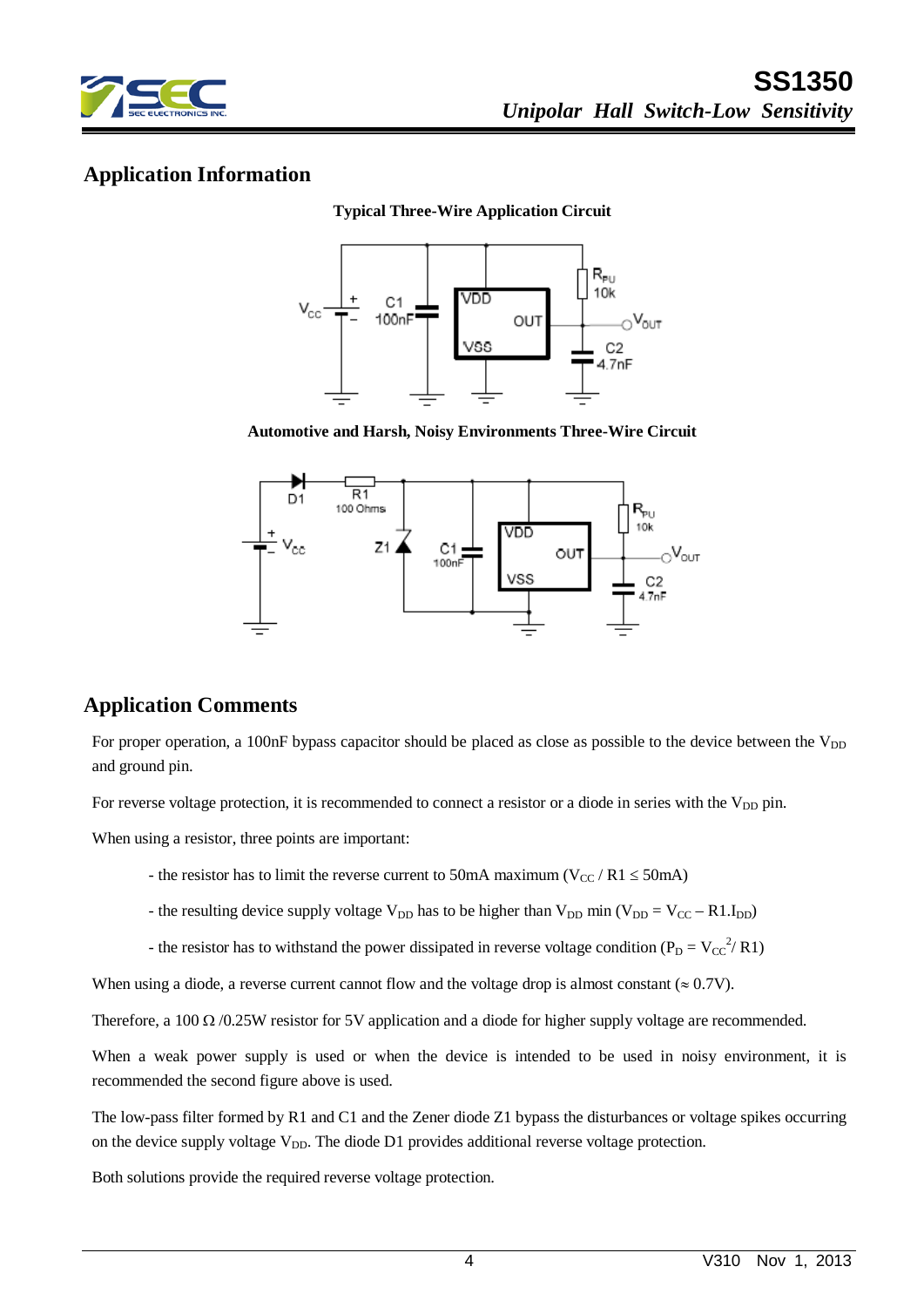## Application Information

**Typical Three-Wire Application Circuit**

**Automotive and Harsh, Noisy Environments Three-Wire Circuit**

## Application Comments

For proper operation, a 100nF bypass capacitor should be placed as close as possible to the device between the $V_{DD}$ and ground pin.

For reverse voltage protection, it is recommended to connect a resistor or a diode in series with the $V_{DD}$ pin.

When using a resistor, three points are important:

- the resistor has to limit the reverse current to 50mA maximum ($V_{CC}$ / R1 ≤ 50mA)
- the resulting device supply voltage $V_{DD}$ has to be higher than $V_{DD}$ min ($V_{DD} = V_{CC} – R1.I_{DD}$)
- the resistor has to withstand the power dissipated in reverse voltage condition ($P_D = V_{CC}^2 / R1$)

When using a diode, a reverse current cannot flow and the voltage drop is almost constant (≈ 0.7V).

Therefore, a 100 Ω /0.25W resistor for 5V application and a diode for higher supply voltage are recommended.

When a weak power supply is used or when the device is intended to be used in noisy environment, it is recommended the second figure above is used.

The low-pass filter formed by R1 and C1 and the Zener diode Z1 bypass the disturbances or voltage spikes occurring on the device supply voltage $V_{DD}$. The diode D1 provides additional reverse voltage protection.

Both solutions provide the required reverse voltage protection.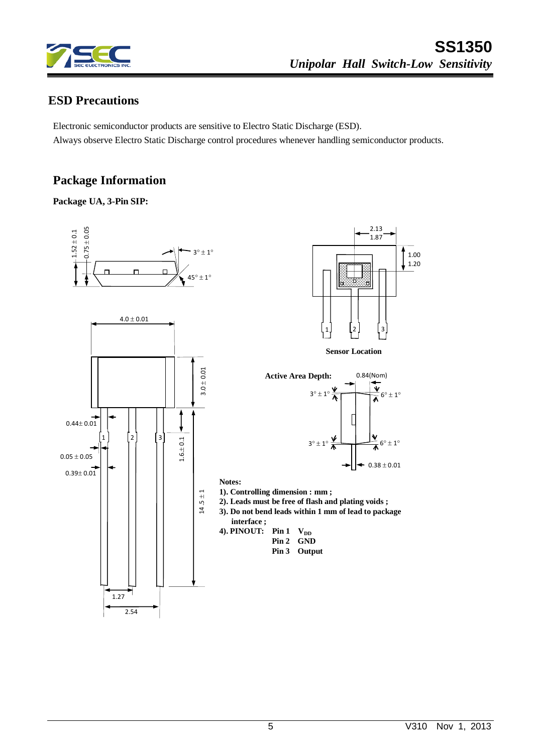## ESD Precautions

Electronic semiconductor products are sensitive to Electro Static Discharge (ESD).
Always observe Electro Static Discharge control procedures whenever handling semiconductor products.

## Package Information

**Package UA, 3-Pin SIP:**

**Sensor Location**

**Active Area Depth:** 0.84(Nom)

**Notes:**

**1). Controlling dimension : mm ;**
**2). Leads must be free of flash and plating voids ;**
**3). Do not bend leads within 1 mm of lead to package interface ;**
**4). PINOUT:**

| Pin | Function |
|---|---|
| **Pin 1** | **$V_{DD}$** |
| **Pin 2** | **GND** |
| **Pin 3** | **Output** |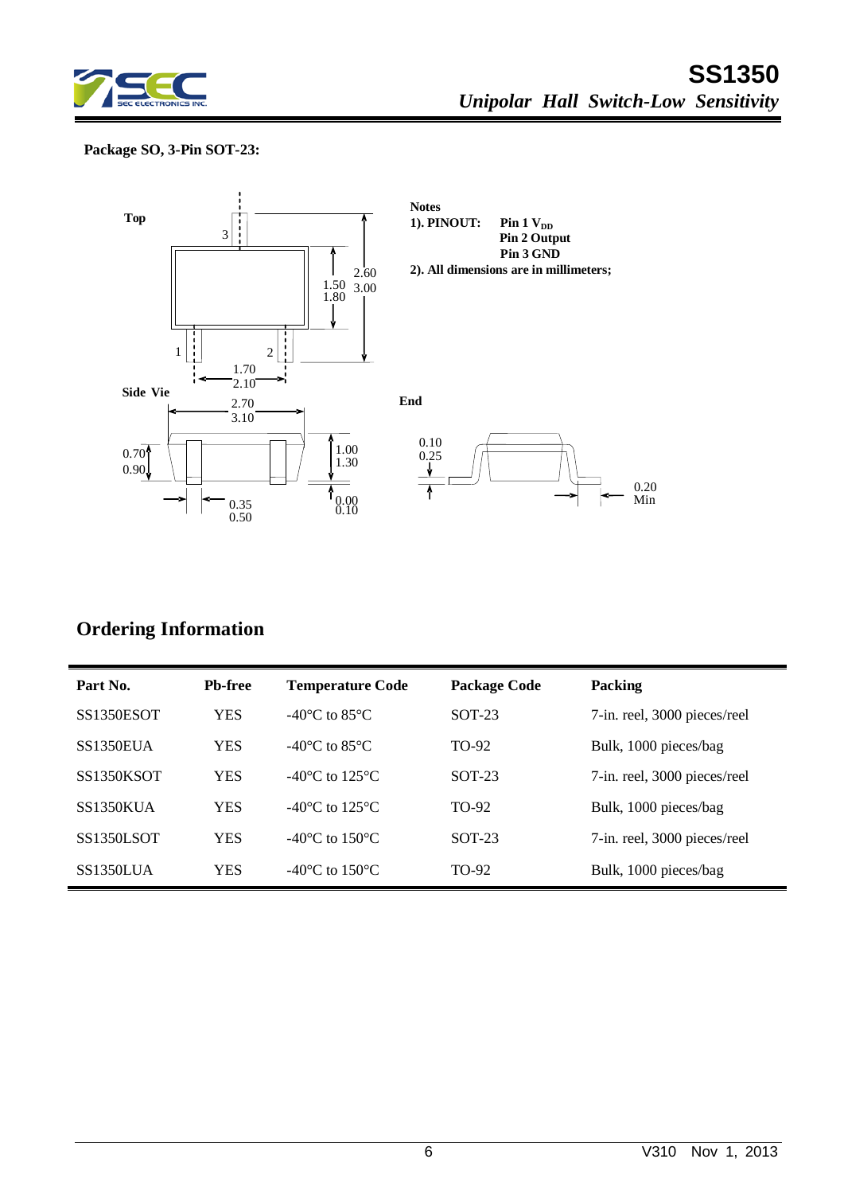**Package SO, 3-Pin SOT-23:**

Top

3

1

2

2.60
3.00

1.50
1.80

1.70
2.10

Side Vie

2.70
3.10

0.70
0.90

1.00
1.30

0.35
0.50

0.00
0.10

End

0.10
0.25

0.20
Min

**Notes**

**1). PINOUT:** **Pin 1 $V_{DD}$**
**Pin 2 Output**
**Pin 3 GND**

**2). All dimensions are in millimeters;**

## Ordering Information

| Part No. | Pb-free | Temperature Code | Package Code | Packing |
|---|---|---|---|---|
| SS1350ESOT | YES | -40°C to 85°C | SOT-23 | 7-in. reel, 3000 pieces/reel |
| SS1350EUA | YES | -40°C to 85°C | TO-92 | Bulk, 1000 pieces/bag |
| SS1350KSOT | YES | -40°C to 125°C | SOT-23 | 7-in. reel, 3000 pieces/reel |
| SS1350KUA | YES | -40°C to 125°C | TO-92 | Bulk, 1000 pieces/bag |
| SS1350LSOT | YES | -40°C to 150°C | SOT-23 | 7-in. reel, 3000 pieces/reel |
| SS1350LUA | YES | -40°C to 150°C | TO-92 | Bulk, 1000 pieces/bag |